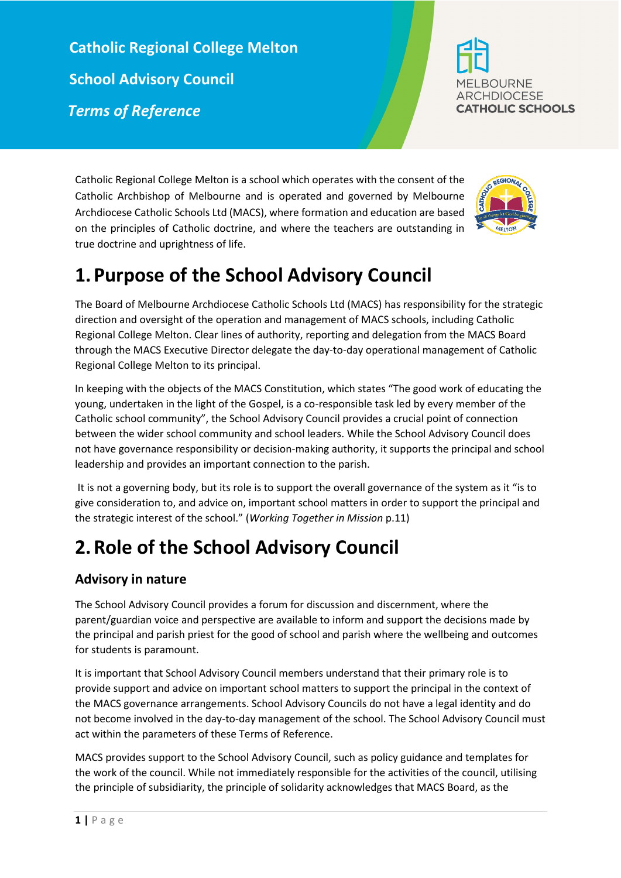# Catholic Regional College Melton

## School Advisory Council

### *Terms of Reference*

MELBOURNE ARCHDIOCESE CATHOLIC SCHOOLS

Catholic Regional College Melton is a school which operates with the consent of the Catholic Archbishop of Melbourne and is operated and governed by Melbourne Archdiocese Catholic Schools Ltd (MACS), where formation and education are based on the principles of Catholic doctrine, and where the teachers are outstanding in true doctrine and uprightness of life.

# 1. Purpose of the School Advisory Council

The Board of Melbourne Archdiocese Catholic Schools Ltd (MACS) has responsibility for the strategic direction and oversight of the operation and management of MACS schools, including Catholic Regional College Melton. Clear lines of authority, reporting and delegation from the MACS Board through the MACS Executive Director delegate the day-to-day operational management of Catholic Regional College Melton to its principal.

In keeping with the objects of the MACS Constitution, which states "The good work of educating the young, undertaken in the light of the Gospel, is a co-responsible task led by every member of the Catholic school community", the School Advisory Council provides a crucial point of connection between the wider school community and school leaders. While the School Advisory Council does not have governance responsibility or decision-making authority, it supports the principal and school leadership and provides an important connection to the parish.

It is not a governing body, but its role is to support the overall governance of the system as it "is to give consideration to, and advice on, important school matters in order to support the principal and the strategic interest of the school." (*Working Together in Mission* p.11)

# 2. Role of the School Advisory Council

## Advisory in nature

The School Advisory Council provides a forum for discussion and discernment, where the parent/guardian voice and perspective are available to inform and support the decisions made by the principal and parish priest for the good of school and parish where the wellbeing and outcomes for students is paramount.

It is important that School Advisory Council members understand that their primary role is to provide support and advice on important school matters to support the principal in the context of the MACS governance arrangements. School Advisory Councils do not have a legal identity and do not become involved in the day-to-day management of the school. The School Advisory Council must act within the parameters of these Terms of Reference.

MACS provides support to the School Advisory Council, such as policy guidance and templates for the work of the council. While not immediately responsible for the activities of the council, utilising the principle of subsidiarity, the principle of solidarity acknowledges that MACS Board, as the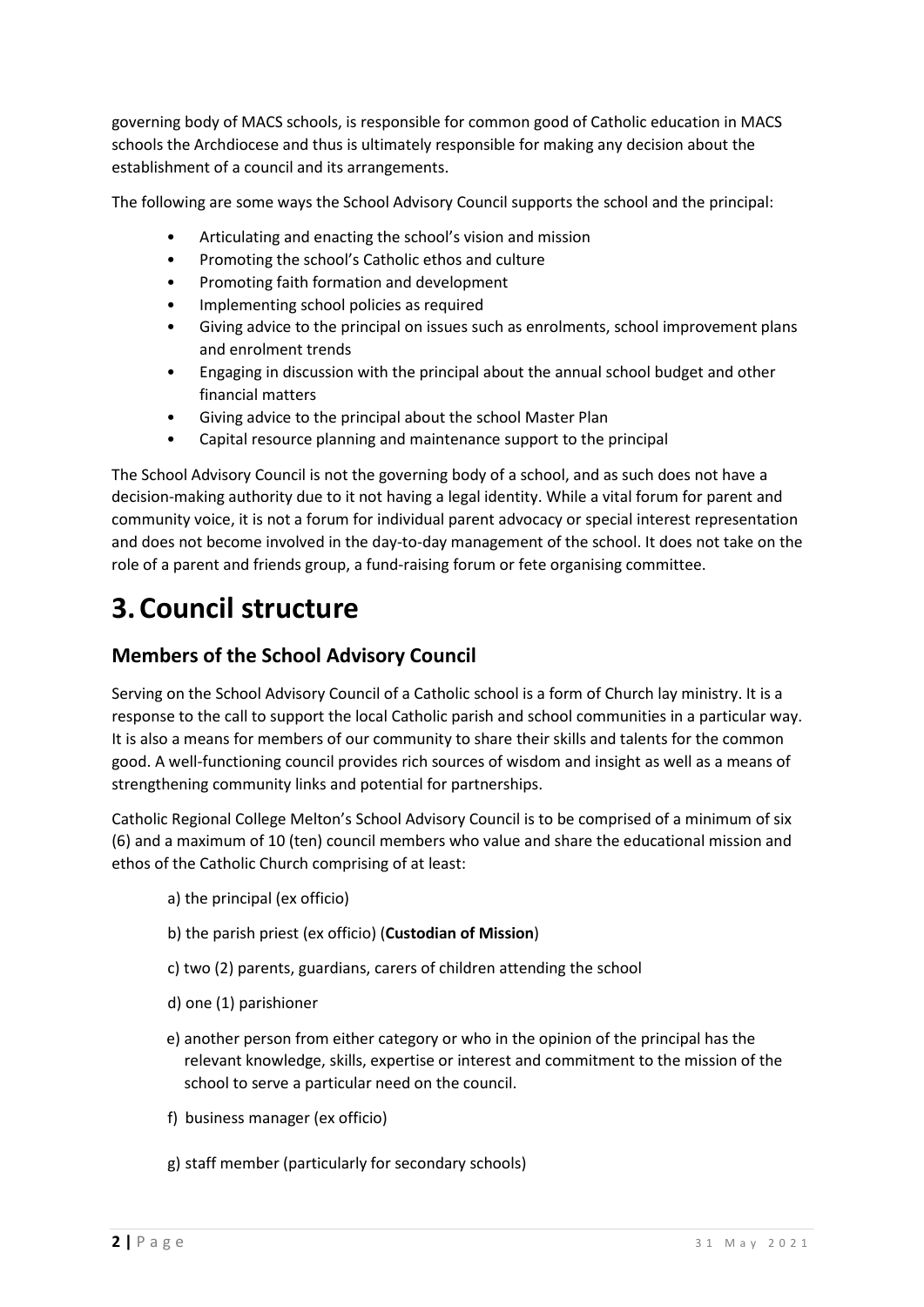governing body of MACS schools, is responsible for common good of Catholic education in MACS schools the Archdiocese and thus is ultimately responsible for making any decision about the establishment of a council and its arrangements.

The following are some ways the School Advisory Council supports the school and the principal:

- Articulating and enacting the school's vision and mission
- Promoting the school's Catholic ethos and culture
- Promoting faith formation and development
- Implementing school policies as required
- Giving advice to the principal on issues such as enrolments, school improvement plans and enrolment trends
- Engaging in discussion with the principal about the annual school budget and other financial matters
- Giving advice to the principal about the school Master Plan
- Capital resource planning and maintenance support to the principal

The School Advisory Council is not the governing body of a school, and as such does not have a decision-making authority due to it not having a legal identity. While a vital forum for parent and community voice, it is not a forum for individual parent advocacy or special interest representation and does not become involved in the day-to-day management of the school. It does not take on the role of a parent and friends group, a fund-raising forum or fete organising committee.

# 3. Council structure

## Members of the School Advisory Council

Serving on the School Advisory Council of a Catholic school is a form of Church lay ministry. It is a response to the call to support the local Catholic parish and school communities in a particular way. It is also a means for members of our community to share their skills and talents for the common good. A well-functioning council provides rich sources of wisdom and insight as well as a means of strengthening community links and potential for partnerships.

Catholic Regional College Melton's School Advisory Council is to be comprised of a minimum of six (6) and a maximum of 10 (ten) council members who value and share the educational mission and ethos of the Catholic Church comprising of at least:

a) the principal (ex officio)

b) the parish priest (ex officio) (**Custodian of Mission**)

c) two (2) parents, guardians, carers of children attending the school

d) one (1) parishioner

e) another person from either category or who in the opinion of the principal has the relevant knowledge, skills, expertise or interest and commitment to the mission of the school to serve a particular need on the council.

f) business manager (ex officio)

g) staff member (particularly for secondary schools)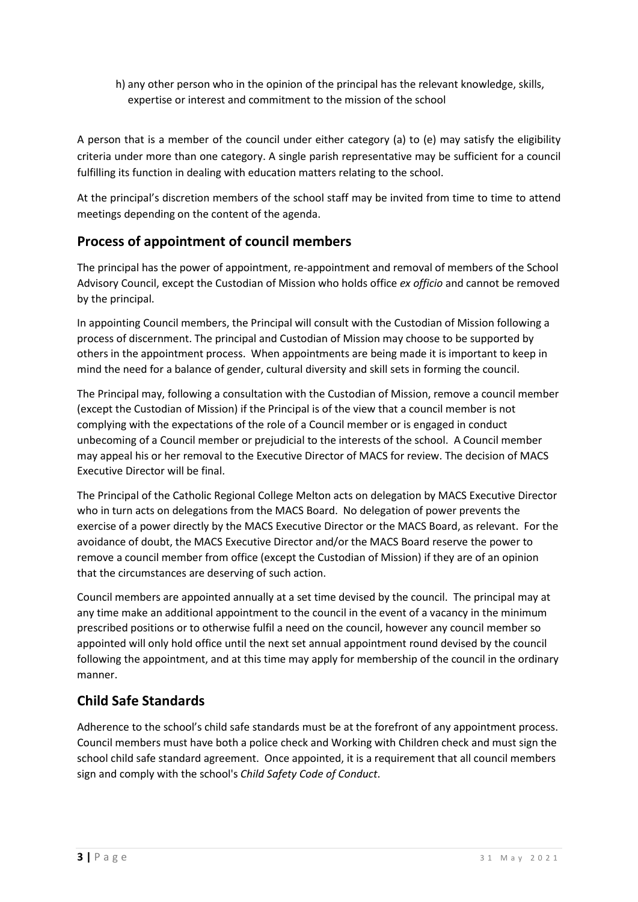h) any other person who in the opinion of the principal has the relevant knowledge, skills, expertise or interest and commitment to the mission of the school

A person that is a member of the council under either category (a) to (e) may satisfy the eligibility criteria under more than one category. A single parish representative may be sufficient for a council fulfilling its function in dealing with education matters relating to the school.

At the principal's discretion members of the school staff may be invited from time to time to attend meetings depending on the content of the agenda.

## Process of appointment of council members

The principal has the power of appointment, re-appointment and removal of members of the School Advisory Council, except the Custodian of Mission who holds office *ex officio* and cannot be removed by the principal.

In appointing Council members, the Principal will consult with the Custodian of Mission following a process of discernment. The principal and Custodian of Mission may choose to be supported by others in the appointment process. When appointments are being made it is important to keep in mind the need for a balance of gender, cultural diversity and skill sets in forming the council.

The Principal may, following a consultation with the Custodian of Mission, remove a council member (except the Custodian of Mission) if the Principal is of the view that a council member is not complying with the expectations of the role of a Council member or is engaged in conduct unbecoming of a Council member or prejudicial to the interests of the school. A Council member may appeal his or her removal to the Executive Director of MACS for review. The decision of MACS Executive Director will be final.

The Principal of the Catholic Regional College Melton acts on delegation by MACS Executive Director who in turn acts on delegations from the MACS Board. No delegation of power prevents the exercise of a power directly by the MACS Executive Director or the MACS Board, as relevant. For the avoidance of doubt, the MACS Executive Director and/or the MACS Board reserve the power to remove a council member from office (except the Custodian of Mission) if they are of an opinion that the circumstances are deserving of such action.

Council members are appointed annually at a set time devised by the council. The principal may at any time make an additional appointment to the council in the event of a vacancy in the minimum prescribed positions or to otherwise fulfil a need on the council, however any council member so appointed will only hold office until the next set annual appointment round devised by the council following the appointment, and at this time may apply for membership of the council in the ordinary manner.

## Child Safe Standards

Adherence to the school's child safe standards must be at the forefront of any appointment process. Council members must have both a police check and Working with Children check and must sign the school child safe standard agreement. Once appointed, it is a requirement that all council members sign and comply with the school's *Child Safety Code of Conduct*.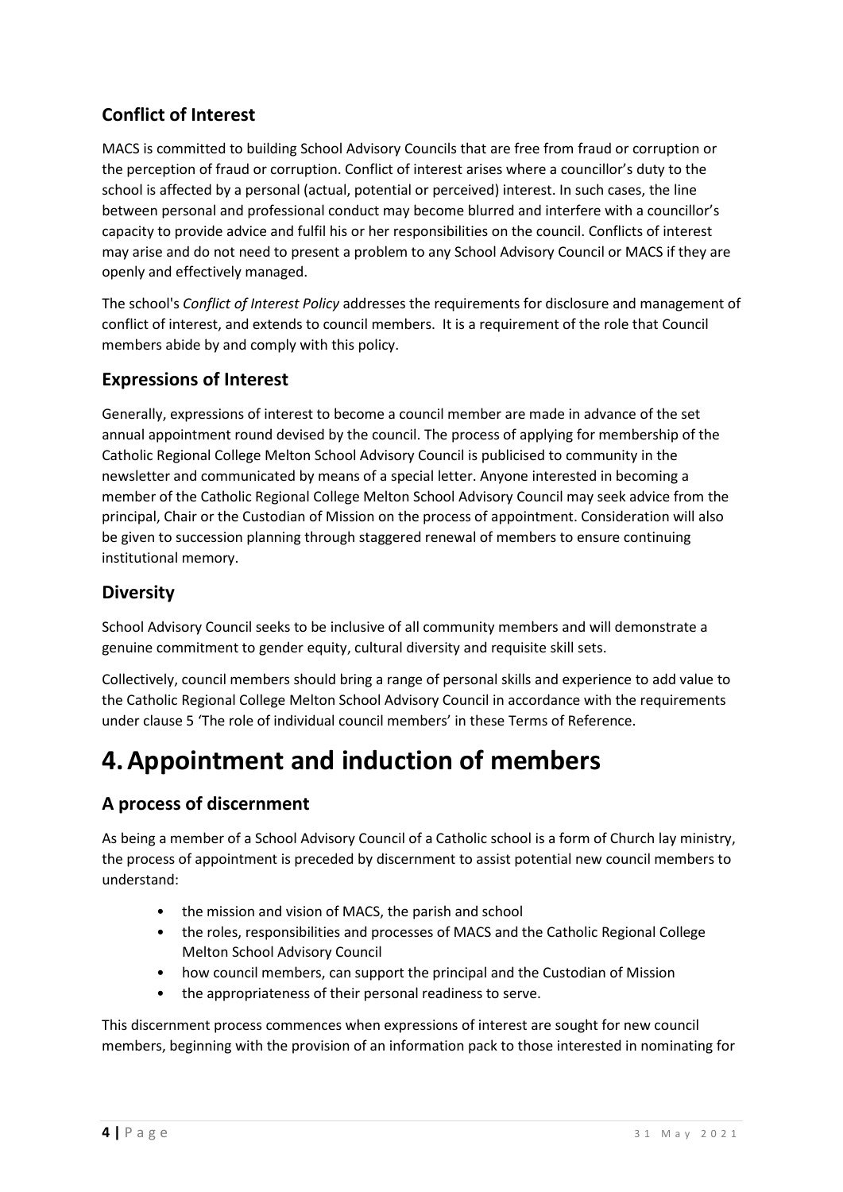## Conflict of Interest

MACS is committed to building School Advisory Councils that are free from fraud or corruption or the perception of fraud or corruption. Conflict of interest arises where a councillor's duty to the school is affected by a personal (actual, potential or perceived) interest. In such cases, the line between personal and professional conduct may become blurred and interfere with a councillor's capacity to provide advice and fulfil his or her responsibilities on the council. Conflicts of interest may arise and do not need to present a problem to any School Advisory Council or MACS if they are openly and effectively managed.

The school's *Conflict of Interest Policy* addresses the requirements for disclosure and management of conflict of interest, and extends to council members. It is a requirement of the role that Council members abide by and comply with this policy.

## Expressions of Interest

Generally, expressions of interest to become a council member are made in advance of the set annual appointment round devised by the council. The process of applying for membership of the Catholic Regional College Melton School Advisory Council is publicised to community in the newsletter and communicated by means of a special letter. Anyone interested in becoming a member of the Catholic Regional College Melton School Advisory Council may seek advice from the principal, Chair or the Custodian of Mission on the process of appointment. Consideration will also be given to succession planning through staggered renewal of members to ensure continuing institutional memory.

## Diversity

School Advisory Council seeks to be inclusive of all community members and will demonstrate a genuine commitment to gender equity, cultural diversity and requisite skill sets.

Collectively, council members should bring a range of personal skills and experience to add value to the Catholic Regional College Melton School Advisory Council in accordance with the requirements under clause 5 'The role of individual council members' in these Terms of Reference.

# 4. Appointment and induction of members

## A process of discernment

As being a member of a School Advisory Council of a Catholic school is a form of Church lay ministry, the process of appointment is preceded by discernment to assist potential new council members to understand:

- the mission and vision of MACS, the parish and school
- the roles, responsibilities and processes of MACS and the Catholic Regional College Melton School Advisory Council
- how council members, can support the principal and the Custodian of Mission
- the appropriateness of their personal readiness to serve.

This discernment process commences when expressions of interest are sought for new council members, beginning with the provision of an information pack to those interested in nominating for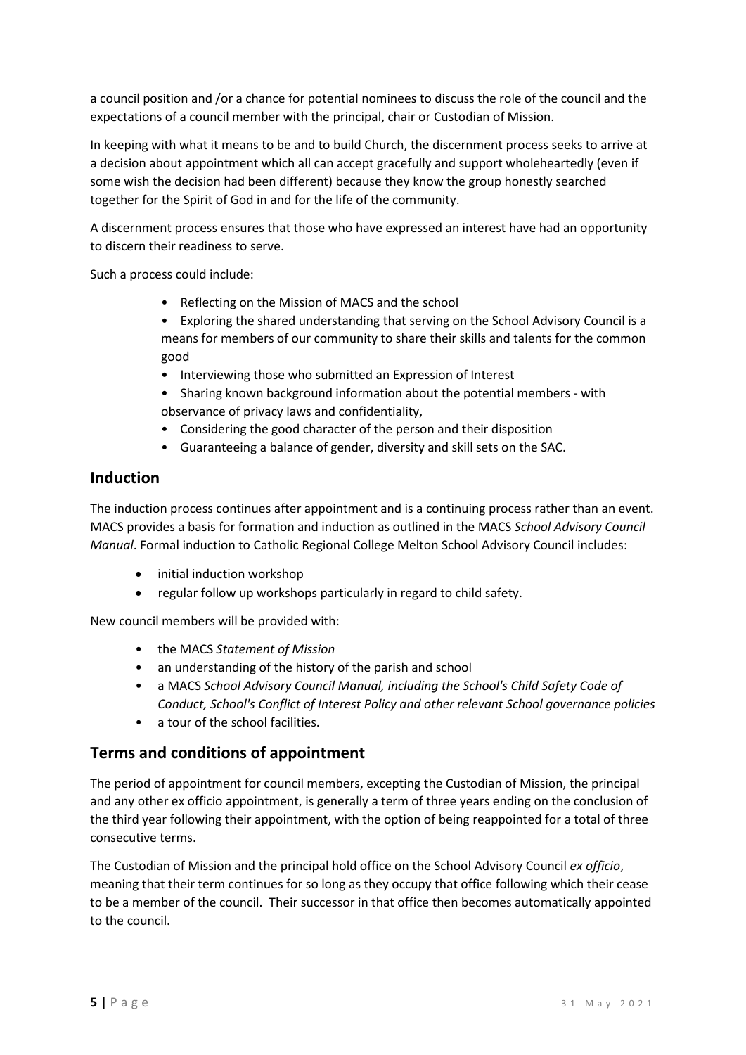a council position and /or a chance for potential nominees to discuss the role of the council and the expectations of a council member with the principal, chair or Custodian of Mission.

In keeping with what it means to be and to build Church, the discernment process seeks to arrive at a decision about appointment which all can accept gracefully and support wholeheartedly (even if some wish the decision had been different) because they know the group honestly searched together for the Spirit of God in and for the life of the community.

A discernment process ensures that those who have expressed an interest have had an opportunity to discern their readiness to serve.

Such a process could include:

- Reflecting on the Mission of MACS and the school
- Exploring the shared understanding that serving on the School Advisory Council is a means for members of our community to share their skills and talents for the common good
- Interviewing those who submitted an Expression of Interest
- Sharing known background information about the potential members - with observance of privacy laws and confidentiality,
- Considering the good character of the person and their disposition
- Guaranteeing a balance of gender, diversity and skill sets on the SAC.

## Induction

The induction process continues after appointment and is a continuing process rather than an event. MACS provides a basis for formation and induction as outlined in the MACS *School Advisory Council Manual*. Formal induction to Catholic Regional College Melton School Advisory Council includes:

- initial induction workshop
- regular follow up workshops particularly in regard to child safety.

New council members will be provided with:

- the MACS *Statement of Mission*
- an understanding of the history of the parish and school
- a MACS *School Advisory Council Manual, including the School's Child Safety Code of Conduct, School's Conflict of Interest Policy and other relevant School governance policies*
- a tour of the school facilities.

## Terms and conditions of appointment

The period of appointment for council members, excepting the Custodian of Mission, the principal and any other ex officio appointment, is generally a term of three years ending on the conclusion of the third year following their appointment, with the option of being reappointed for a total of three consecutive terms.

The Custodian of Mission and the principal hold office on the School Advisory Council *ex officio*, meaning that their term continues for so long as they occupy that office following which their cease to be a member of the council. Their successor in that office then becomes automatically appointed to the council.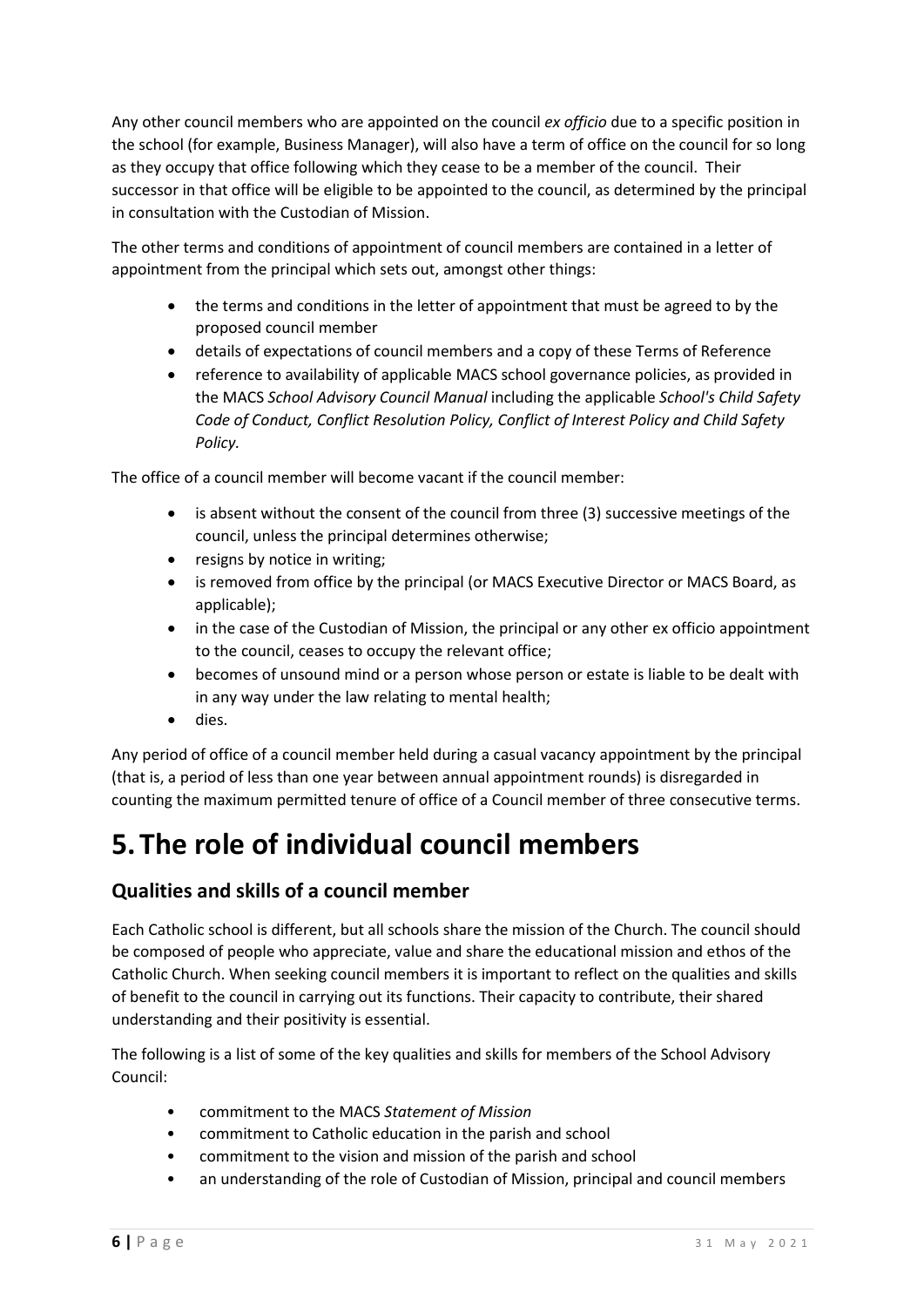Any other council members who are appointed on the council *ex officio* due to a specific position in the school (for example, Business Manager), will also have a term of office on the council for so long as they occupy that office following which they cease to be a member of the council. Their successor in that office will be eligible to be appointed to the council, as determined by the principal in consultation with the Custodian of Mission.

The other terms and conditions of appointment of council members are contained in a letter of appointment from the principal which sets out, amongst other things:

- the terms and conditions in the letter of appointment that must be agreed to by the proposed council member
- details of expectations of council members and a copy of these Terms of Reference
- reference to availability of applicable MACS school governance policies, as provided in the MACS *School Advisory Council Manual* including the applicable *School's Child Safety Code of Conduct, Conflict Resolution Policy, Conflict of Interest Policy and Child Safety Policy.*

The office of a council member will become vacant if the council member:

- is absent without the consent of the council from three (3) successive meetings of the council, unless the principal determines otherwise;
- resigns by notice in writing;
- is removed from office by the principal (or MACS Executive Director or MACS Board, as applicable);
- in the case of the Custodian of Mission, the principal or any other ex officio appointment to the council, ceases to occupy the relevant office;
- becomes of unsound mind or a person whose person or estate is liable to be dealt with in any way under the law relating to mental health;
- dies.

Any period of office of a council member held during a casual vacancy appointment by the principal (that is, a period of less than one year between annual appointment rounds) is disregarded in counting the maximum permitted tenure of office of a Council member of three consecutive terms.

# 5. The role of individual council members

## Qualities and skills of a council member

Each Catholic school is different, but all schools share the mission of the Church. The council should be composed of people who appreciate, value and share the educational mission and ethos of the Catholic Church. When seeking council members it is important to reflect on the qualities and skills of benefit to the council in carrying out its functions. Their capacity to contribute, their shared understanding and their positivity is essential.

The following is a list of some of the key qualities and skills for members of the School Advisory Council:

- commitment to the MACS *Statement of Mission*
- commitment to Catholic education in the parish and school
- commitment to the vision and mission of the parish and school
- an understanding of the role of Custodian of Mission, principal and council members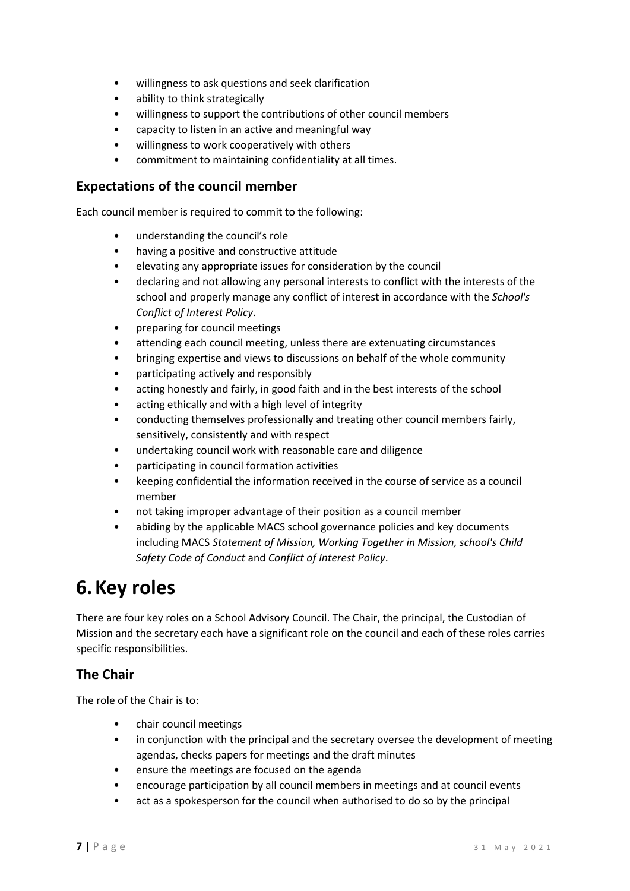- willingness to ask questions and seek clarification
- ability to think strategically
- willingness to support the contributions of other council members
- capacity to listen in an active and meaningful way
- willingness to work cooperatively with others
- commitment to maintaining confidentiality at all times.

## Expectations of the council member

Each council member is required to commit to the following:

- understanding the council's role
- having a positive and constructive attitude
- elevating any appropriate issues for consideration by the council
- declaring and not allowing any personal interests to conflict with the interests of the school and properly manage any conflict of interest in accordance with the *School's Conflict of Interest Policy*.
- preparing for council meetings
- attending each council meeting, unless there are extenuating circumstances
- bringing expertise and views to discussions on behalf of the whole community
- participating actively and responsibly
- acting honestly and fairly, in good faith and in the best interests of the school
- acting ethically and with a high level of integrity
- conducting themselves professionally and treating other council members fairly, sensitively, consistently and with respect
- undertaking council work with reasonable care and diligence
- participating in council formation activities
- keeping confidential the information received in the course of service as a council member
- not taking improper advantage of their position as a council member
- abiding by the applicable MACS school governance policies and key documents including MACS *Statement of Mission, Working Together in Mission, school's Child Safety Code of Conduct* and *Conflict of Interest Policy*.

# 6. Key roles

There are four key roles on a School Advisory Council. The Chair, the principal, the Custodian of Mission and the secretary each have a significant role on the council and each of these roles carries specific responsibilities.

## The Chair

The role of the Chair is to:

- chair council meetings
- in conjunction with the principal and the secretary oversee the development of meeting agendas, checks papers for meetings and the draft minutes
- ensure the meetings are focused on the agenda
- encourage participation by all council members in meetings and at council events
- act as a spokesperson for the council when authorised to do so by the principal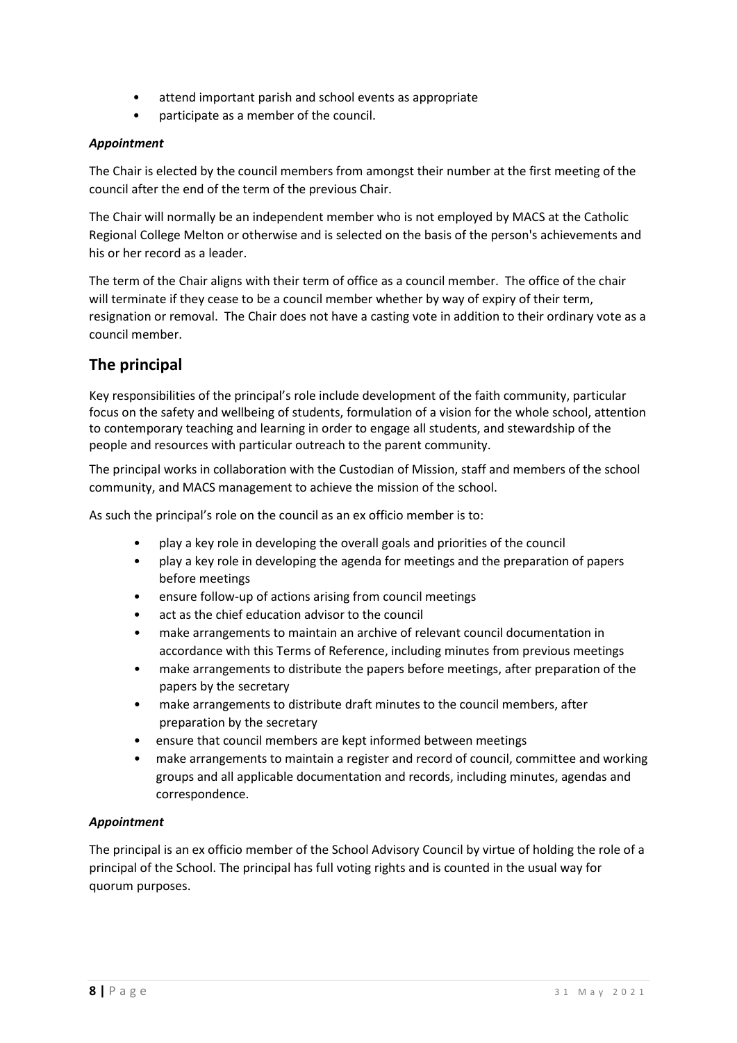- attend important parish and school events as appropriate
- participate as a member of the council.

***Appointment***

The Chair is elected by the council members from amongst their number at the first meeting of the council after the end of the term of the previous Chair.

The Chair will normally be an independent member who is not employed by MACS at the Catholic Regional College Melton or otherwise and is selected on the basis of the person's achievements and his or her record as a leader.

The term of the Chair aligns with their term of office as a council member. The office of the chair will terminate if they cease to be a council member whether by way of expiry of their term, resignation or removal. The Chair does not have a casting vote in addition to their ordinary vote as a council member.

## The principal

Key responsibilities of the principal's role include development of the faith community, particular focus on the safety and wellbeing of students, formulation of a vision for the whole school, attention to contemporary teaching and learning in order to engage all students, and stewardship of the people and resources with particular outreach to the parent community.

The principal works in collaboration with the Custodian of Mission, staff and members of the school community, and MACS management to achieve the mission of the school.

As such the principal's role on the council as an ex officio member is to:

- play a key role in developing the overall goals and priorities of the council
- play a key role in developing the agenda for meetings and the preparation of papers before meetings
- ensure follow-up of actions arising from council meetings
- act as the chief education advisor to the council
- make arrangements to maintain an archive of relevant council documentation in accordance with this Terms of Reference, including minutes from previous meetings
- make arrangements to distribute the papers before meetings, after preparation of the papers by the secretary
- make arrangements to distribute draft minutes to the council members, after preparation by the secretary
- ensure that council members are kept informed between meetings
- make arrangements to maintain a register and record of council, committee and working groups and all applicable documentation and records, including minutes, agendas and correspondence.

***Appointment***

The principal is an ex officio member of the School Advisory Council by virtue of holding the role of a principal of the School. The principal has full voting rights and is counted in the usual way for quorum purposes.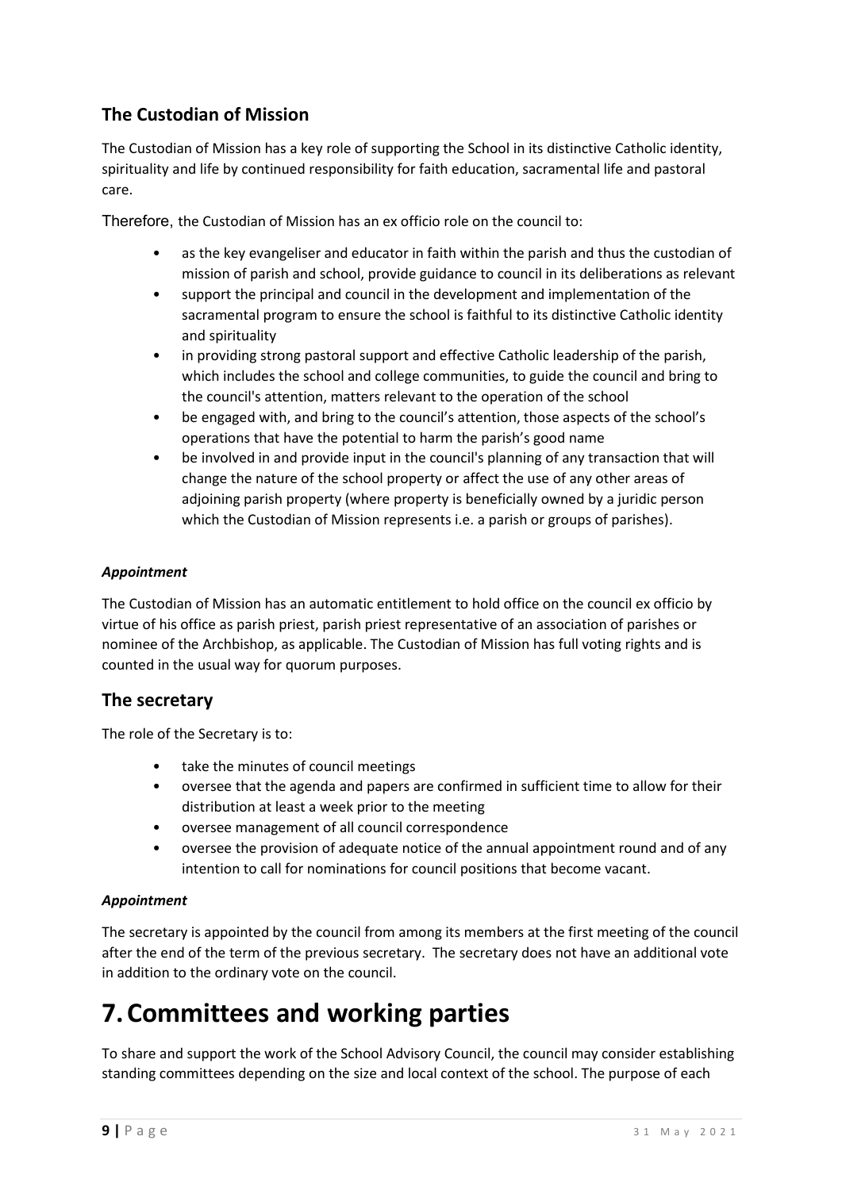## The Custodian of Mission

The Custodian of Mission has a key role of supporting the School in its distinctive Catholic identity, spirituality and life by continued responsibility for faith education, sacramental life and pastoral care.

Therefore, the Custodian of Mission has an ex officio role on the council to:

- as the key evangeliser and educator in faith within the parish and thus the custodian of mission of parish and school, provide guidance to council in its deliberations as relevant
- support the principal and council in the development and implementation of the sacramental program to ensure the school is faithful to its distinctive Catholic identity and spirituality
- in providing strong pastoral support and effective Catholic leadership of the parish, which includes the school and college communities, to guide the council and bring to the council's attention, matters relevant to the operation of the school
- be engaged with, and bring to the council's attention, those aspects of the school's operations that have the potential to harm the parish's good name
- be involved in and provide input in the council's planning of any transaction that will change the nature of the school property or affect the use of any other areas of adjoining parish property (where property is beneficially owned by a juridic person which the Custodian of Mission represents i.e. a parish or groups of parishes).

#### *Appointment*

The Custodian of Mission has an automatic entitlement to hold office on the council ex officio by virtue of his office as parish priest, parish priest representative of an association of parishes or nominee of the Archbishop, as applicable. The Custodian of Mission has full voting rights and is counted in the usual way for quorum purposes.

## The secretary

The role of the Secretary is to:

- take the minutes of council meetings
- oversee that the agenda and papers are confirmed in sufficient time to allow for their distribution at least a week prior to the meeting
- oversee management of all council correspondence
- oversee the provision of adequate notice of the annual appointment round and of any intention to call for nominations for council positions that become vacant.

#### *Appointment*

The secretary is appointed by the council from among its members at the first meeting of the council after the end of the term of the previous secretary. The secretary does not have an additional vote in addition to the ordinary vote on the council.

# 7. Committees and working parties

To share and support the work of the School Advisory Council, the council may consider establishing standing committees depending on the size and local context of the school. The purpose of each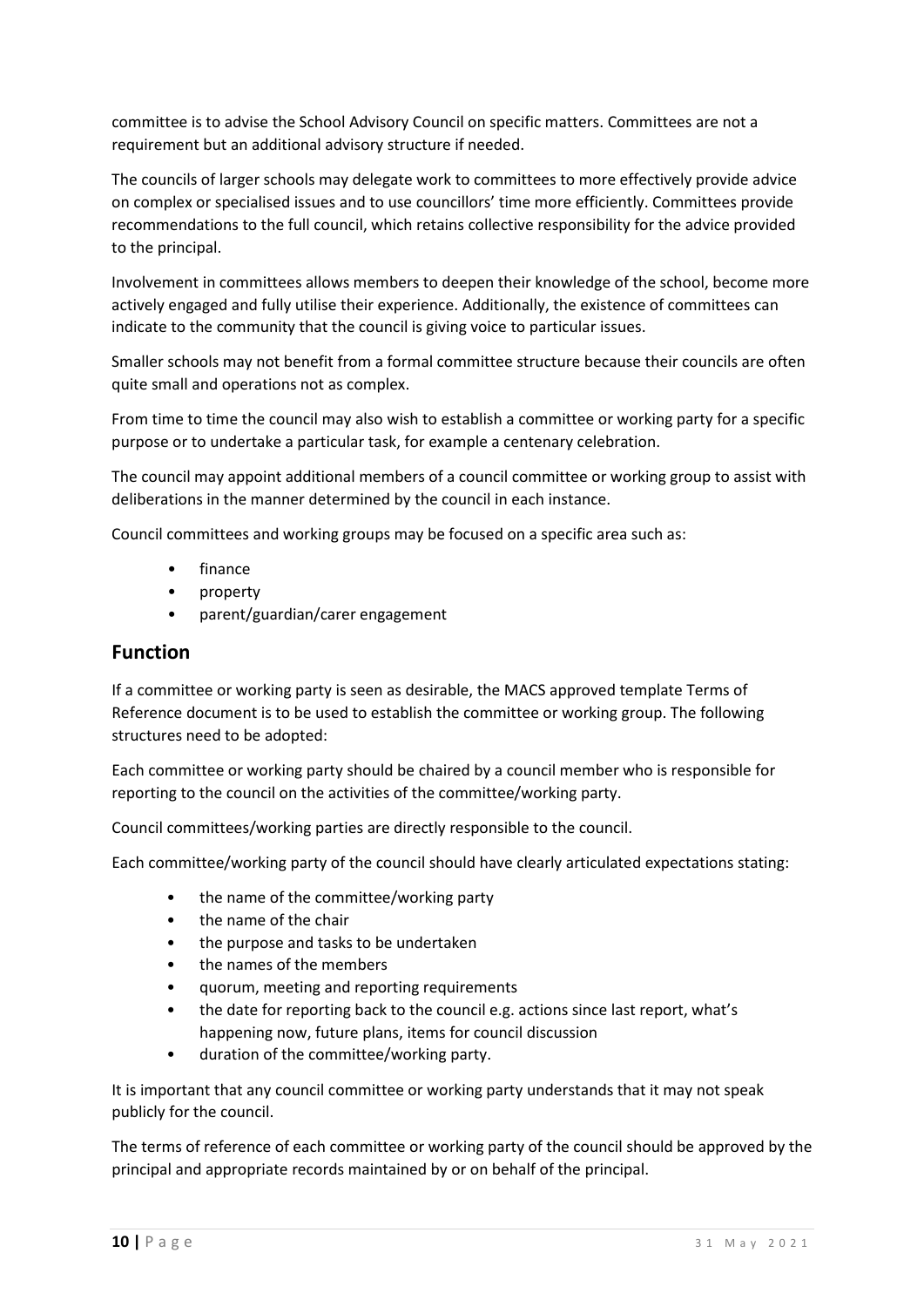committee is to advise the School Advisory Council on specific matters. Committees are not a requirement but an additional advisory structure if needed.

The councils of larger schools may delegate work to committees to more effectively provide advice on complex or specialised issues and to use councillors' time more efficiently. Committees provide recommendations to the full council, which retains collective responsibility for the advice provided to the principal.

Involvement in committees allows members to deepen their knowledge of the school, become more actively engaged and fully utilise their experience. Additionally, the existence of committees can indicate to the community that the council is giving voice to particular issues.

Smaller schools may not benefit from a formal committee structure because their councils are often quite small and operations not as complex.

From time to time the council may also wish to establish a committee or working party for a specific purpose or to undertake a particular task, for example a centenary celebration.

The council may appoint additional members of a council committee or working group to assist with deliberations in the manner determined by the council in each instance.

Council committees and working groups may be focused on a specific area such as:

- finance
- property
- parent/guardian/carer engagement

## Function

If a committee or working party is seen as desirable, the MACS approved template Terms of Reference document is to be used to establish the committee or working group. The following structures need to be adopted:

Each committee or working party should be chaired by a council member who is responsible for reporting to the council on the activities of the committee/working party.

Council committees/working parties are directly responsible to the council.

Each committee/working party of the council should have clearly articulated expectations stating:

- the name of the committee/working party
- the name of the chair
- the purpose and tasks to be undertaken
- the names of the members
- quorum, meeting and reporting requirements
- the date for reporting back to the council e.g. actions since last report, what's happening now, future plans, items for council discussion
- duration of the committee/working party.

It is important that any council committee or working party understands that it may not speak publicly for the council.

The terms of reference of each committee or working party of the council should be approved by the principal and appropriate records maintained by or on behalf of the principal.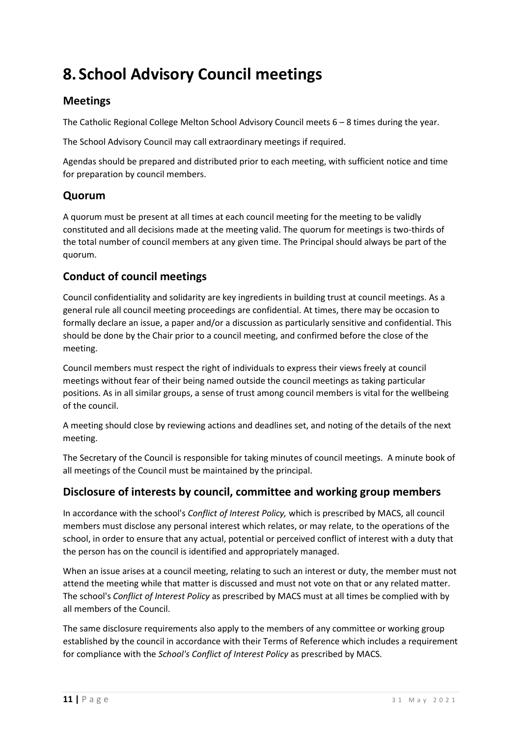# 8. School Advisory Council meetings

## Meetings

The Catholic Regional College Melton School Advisory Council meets 6 – 8 times during the year.

The School Advisory Council may call extraordinary meetings if required.

Agendas should be prepared and distributed prior to each meeting, with sufficient notice and time for preparation by council members.

## Quorum

A quorum must be present at all times at each council meeting for the meeting to be validly constituted and all decisions made at the meeting valid. The quorum for meetings is two-thirds of the total number of council members at any given time. The Principal should always be part of the quorum.

## Conduct of council meetings

Council confidentiality and solidarity are key ingredients in building trust at council meetings. As a general rule all council meeting proceedings are confidential. At times, there may be occasion to formally declare an issue, a paper and/or a discussion as particularly sensitive and confidential. This should be done by the Chair prior to a council meeting, and confirmed before the close of the meeting.

Council members must respect the right of individuals to express their views freely at council meetings without fear of their being named outside the council meetings as taking particular positions. As in all similar groups, a sense of trust among council members is vital for the wellbeing of the council.

A meeting should close by reviewing actions and deadlines set, and noting of the details of the next meeting.

The Secretary of the Council is responsible for taking minutes of council meetings. A minute book of all meetings of the Council must be maintained by the principal.

## Disclosure of interests by council, committee and working group members

In accordance with the school's *Conflict of Interest Policy,* which is prescribed by MACS, all council members must disclose any personal interest which relates, or may relate, to the operations of the school, in order to ensure that any actual, potential or perceived conflict of interest with a duty that the person has on the council is identified and appropriately managed.

When an issue arises at a council meeting, relating to such an interest or duty, the member must not attend the meeting while that matter is discussed and must not vote on that or any related matter. The school's *Conflict of Interest Policy* as prescribed by MACS must at all times be complied with by all members of the Council.

The same disclosure requirements also apply to the members of any committee or working group established by the council in accordance with their Terms of Reference which includes a requirement for compliance with the *School's Conflict of Interest Policy* as prescribed by MACS.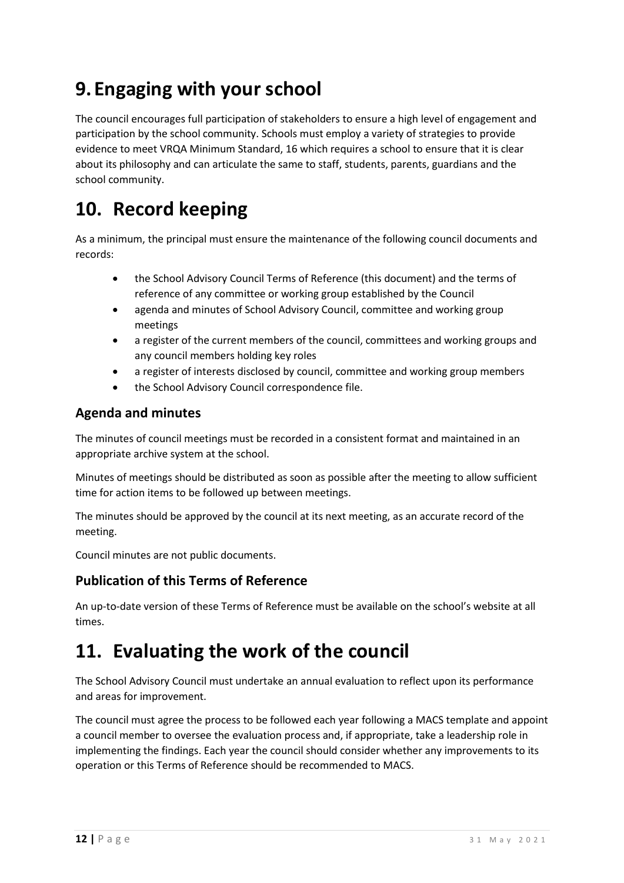# 9. Engaging with your school

The council encourages full participation of stakeholders to ensure a high level of engagement and participation by the school community. Schools must employ a variety of strategies to provide evidence to meet VRQA Minimum Standard, 16 which requires a school to ensure that it is clear about its philosophy and can articulate the same to staff, students, parents, guardians and the school community.

# 10. Record keeping

As a minimum, the principal must ensure the maintenance of the following council documents and records:

- the School Advisory Council Terms of Reference (this document) and the terms of reference of any committee or working group established by the Council
- agenda and minutes of School Advisory Council, committee and working group meetings
- a register of the current members of the council, committees and working groups and any council members holding key roles
- a register of interests disclosed by council, committee and working group members
- the School Advisory Council correspondence file.

## Agenda and minutes

The minutes of council meetings must be recorded in a consistent format and maintained in an appropriate archive system at the school.

Minutes of meetings should be distributed as soon as possible after the meeting to allow sufficient time for action items to be followed up between meetings.

The minutes should be approved by the council at its next meeting, as an accurate record of the meeting.

Council minutes are not public documents.

## Publication of this Terms of Reference

An up-to-date version of these Terms of Reference must be available on the school's website at all times.

# 11. Evaluating the work of the council

The School Advisory Council must undertake an annual evaluation to reflect upon its performance and areas for improvement.

The council must agree the process to be followed each year following a MACS template and appoint a council member to oversee the evaluation process and, if appropriate, take a leadership role in implementing the findings. Each year the council should consider whether any improvements to its operation or this Terms of Reference should be recommended to MACS.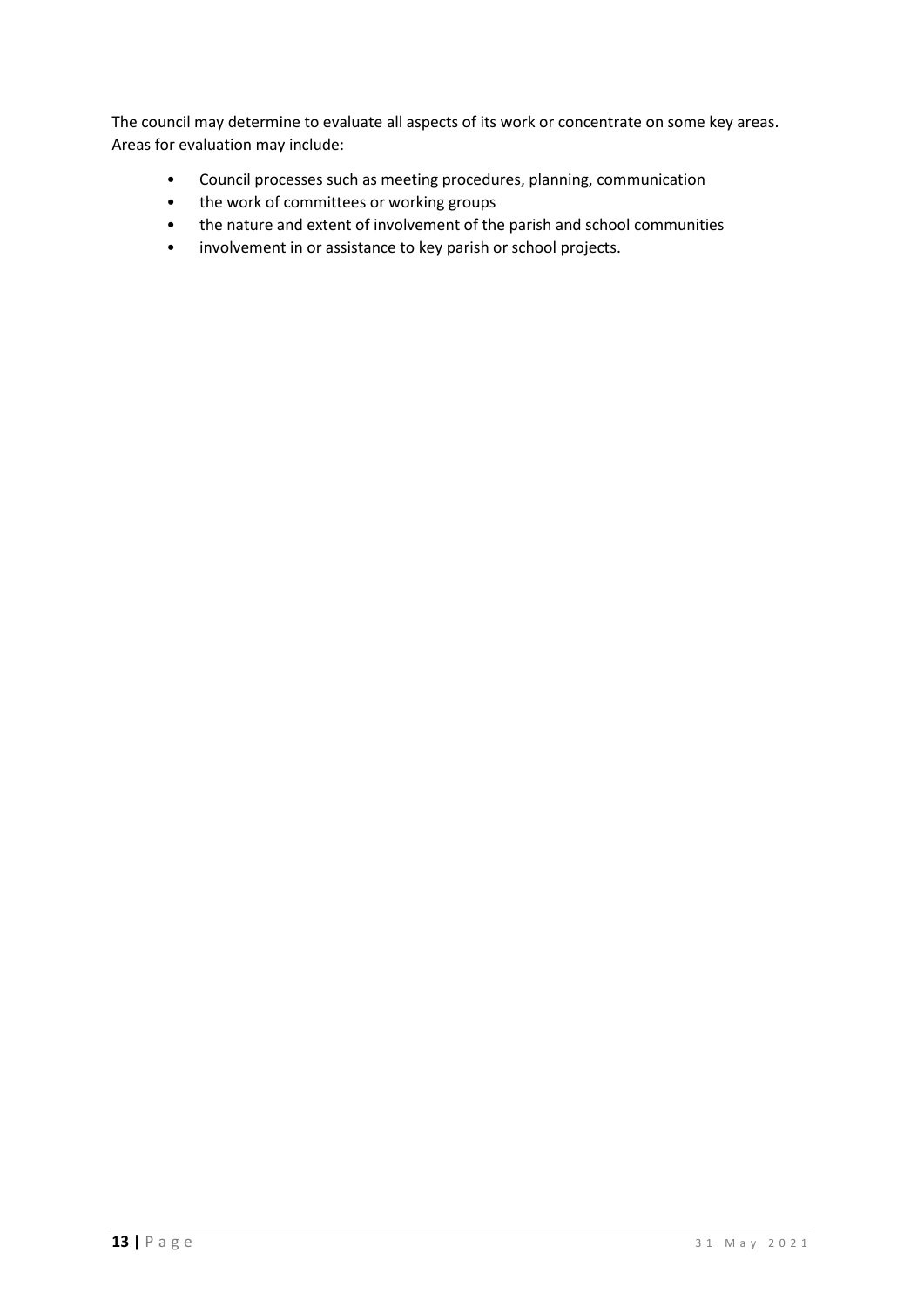The council may determine to evaluate all aspects of its work or concentrate on some key areas. Areas for evaluation may include:

- Council processes such as meeting procedures, planning, communication
- the work of committees or working groups
- the nature and extent of involvement of the parish and school communities
- involvement in or assistance to key parish or school projects.